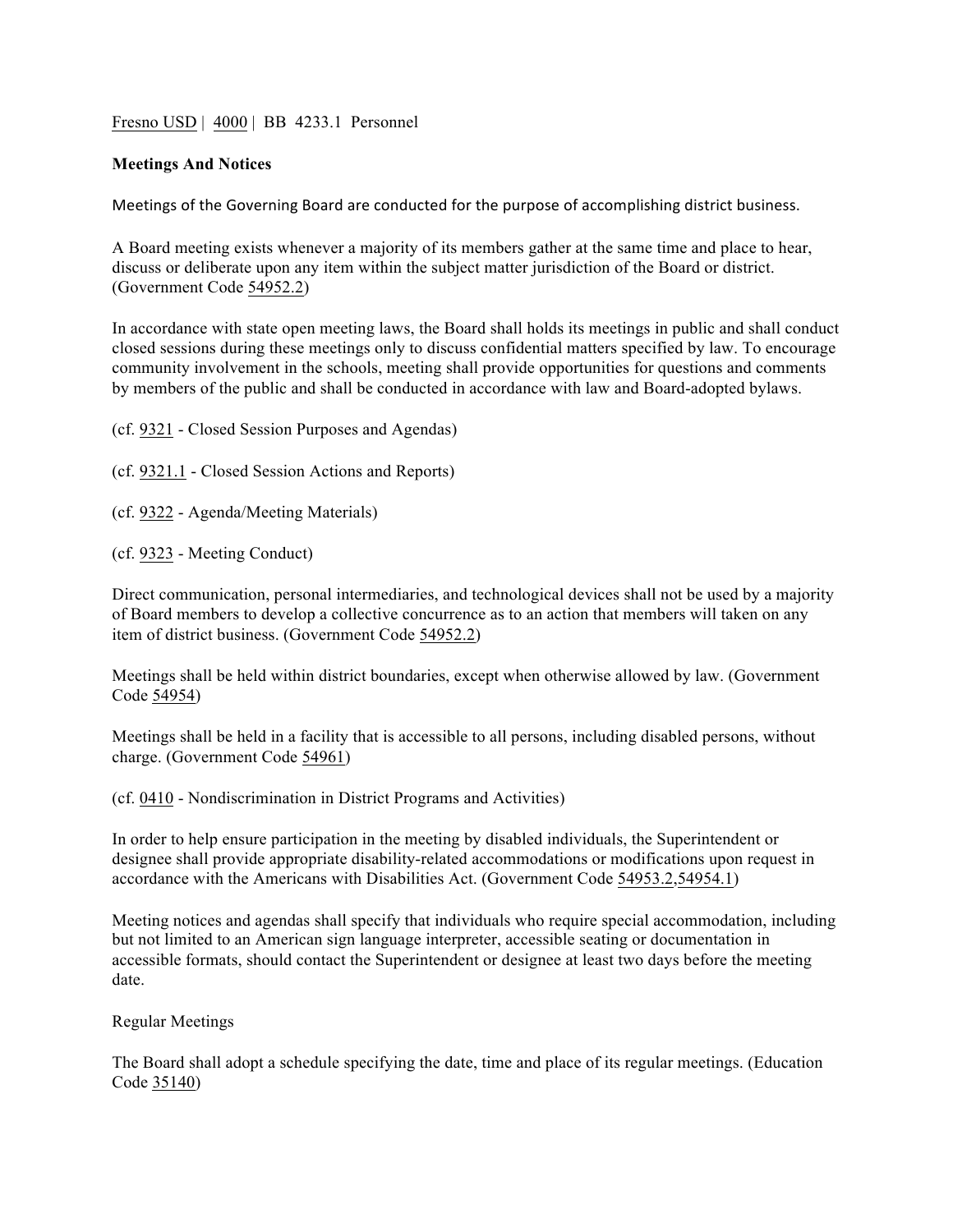Fresno USD | 4000 | BB 4233.1 Personnel

**Meetings And Notices**

Meetings of the Governing Board are conducted for the purpose of accomplishing district business.

A Board meeting exists whenever a majority of its members gather at the same time and place to hear, discuss or deliberate upon any item within the subject matter jurisdiction of the Board or district. (Government Code 54952.2)

In accordance with state open meeting laws, the Board shall holds its meetings in public and shall conduct closed sessions during these meetings only to discuss confidential matters specified by law. To encourage community involvement in the schools, meeting shall provide opportunities for questions and comments by members of the public and shall be conducted in accordance with law and Board-adopted bylaws.

(cf. 9321 - Closed Session Purposes and Agendas)

(cf. 9321.1 - Closed Session Actions and Reports)

(cf. 9322 - Agenda/Meeting Materials)

(cf. 9323 - Meeting Conduct)

Direct communication, personal intermediaries, and technological devices shall not be used by a majority of Board members to develop a collective concurrence as to an action that members will taken on any item of district business. (Government Code 54952.2)

Meetings shall be held within district boundaries, except when otherwise allowed by law. (Government Code 54954)

Meetings shall be held in a facility that is accessible to all persons, including disabled persons, without charge. (Government Code 54961)

(cf. 0410 - Nondiscrimination in District Programs and Activities)

In order to help ensure participation in the meeting by disabled individuals, the Superintendent or designee shall provide appropriate disability-related accommodations or modifications upon request in accordance with the Americans with Disabilities Act. (Government Code 54953.2,54954.1)

Meeting notices and agendas shall specify that individuals who require special accommodation, including but not limited to an American sign language interpreter, accessible seating or documentation in accessible formats, should contact the Superintendent or designee at least two days before the meeting date.

Regular Meetings

The Board shall adopt a schedule specifying the date, time and place of its regular meetings. (Education Code 35140)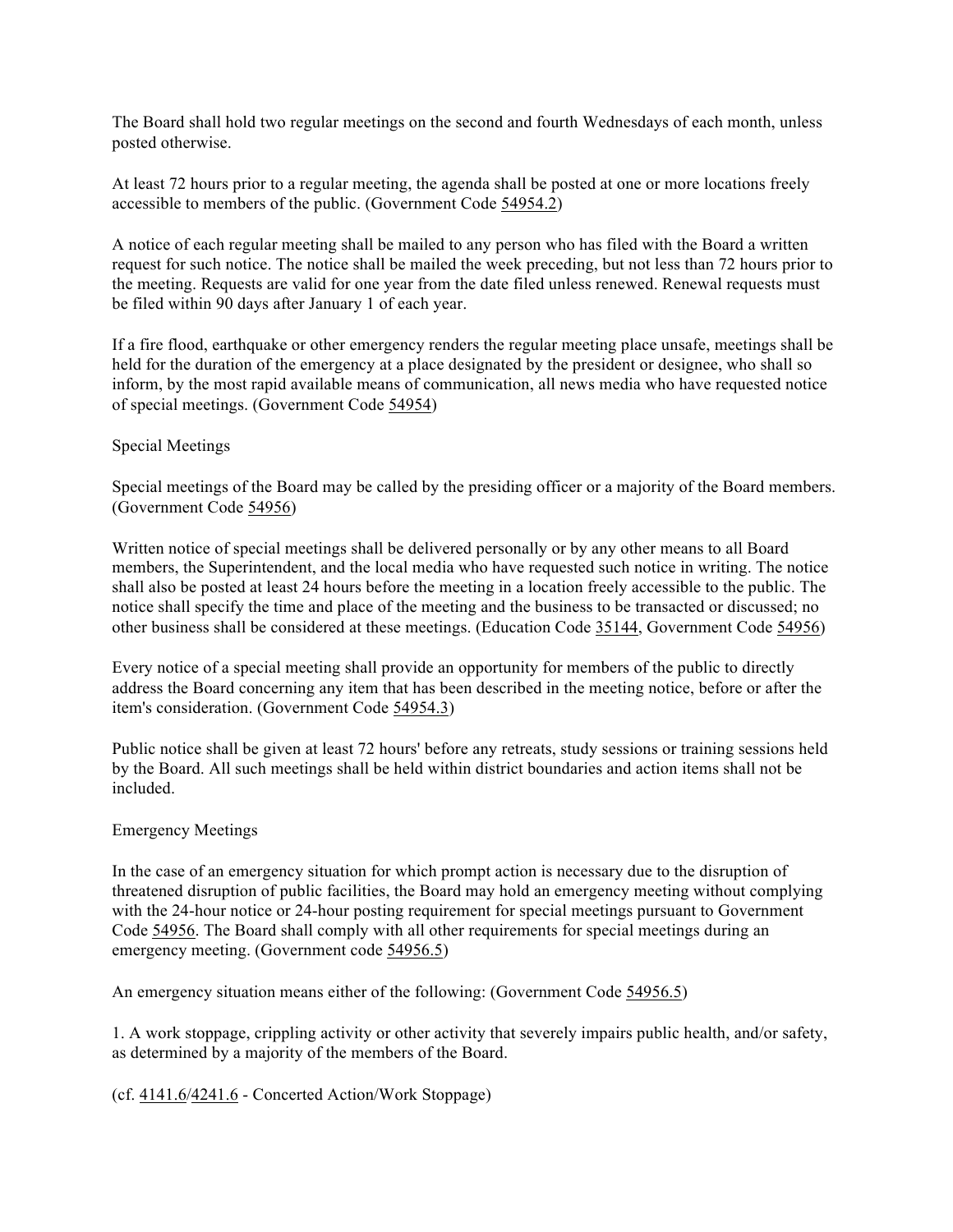The Board shall hold two regular meetings on the second and fourth Wednesdays of each month, unless posted otherwise.

At least 72 hours prior to a regular meeting, the agenda shall be posted at one or more locations freely accessible to members of the public. (Government Code 54954.2)

A notice of each regular meeting shall be mailed to any person who has filed with the Board a written request for such notice. The notice shall be mailed the week preceding, but not less than 72 hours prior to the meeting. Requests are valid for one year from the date filed unless renewed. Renewal requests must be filed within 90 days after January 1 of each year.

If a fire flood, earthquake or other emergency renders the regular meeting place unsafe, meetings shall be held for the duration of the emergency at a place designated by the president or designee, who shall so inform, by the most rapid available means of communication, all news media who have requested notice of special meetings. (Government Code 54954)

Special Meetings

Special meetings of the Board may be called by the presiding officer or a majority of the Board members. (Government Code 54956)

Written notice of special meetings shall be delivered personally or by any other means to all Board members, the Superintendent, and the local media who have requested such notice in writing. The notice shall also be posted at least 24 hours before the meeting in a location freely accessible to the public. The notice shall specify the time and place of the meeting and the business to be transacted or discussed; no other business shall be considered at these meetings. (Education Code 35144, Government Code 54956)

Every notice of a special meeting shall provide an opportunity for members of the public to directly address the Board concerning any item that has been described in the meeting notice, before or after the item's consideration. (Government Code 54954.3)

Public notice shall be given at least 72 hours' before any retreats, study sessions or training sessions held by the Board. All such meetings shall be held within district boundaries and action items shall not be included.

Emergency Meetings

In the case of an emergency situation for which prompt action is necessary due to the disruption of threatened disruption of public facilities, the Board may hold an emergency meeting without complying with the 24-hour notice or 24-hour posting requirement for special meetings pursuant to Government Code 54956. The Board shall comply with all other requirements for special meetings during an emergency meeting. (Government code 54956.5)

An emergency situation means either of the following: (Government Code 54956.5)

1. A work stoppage, crippling activity or other activity that severely impairs public health, and/or safety, as determined by a majority of the members of the Board.

(cf. 4141.6/4241.6 - Concerted Action/Work Stoppage)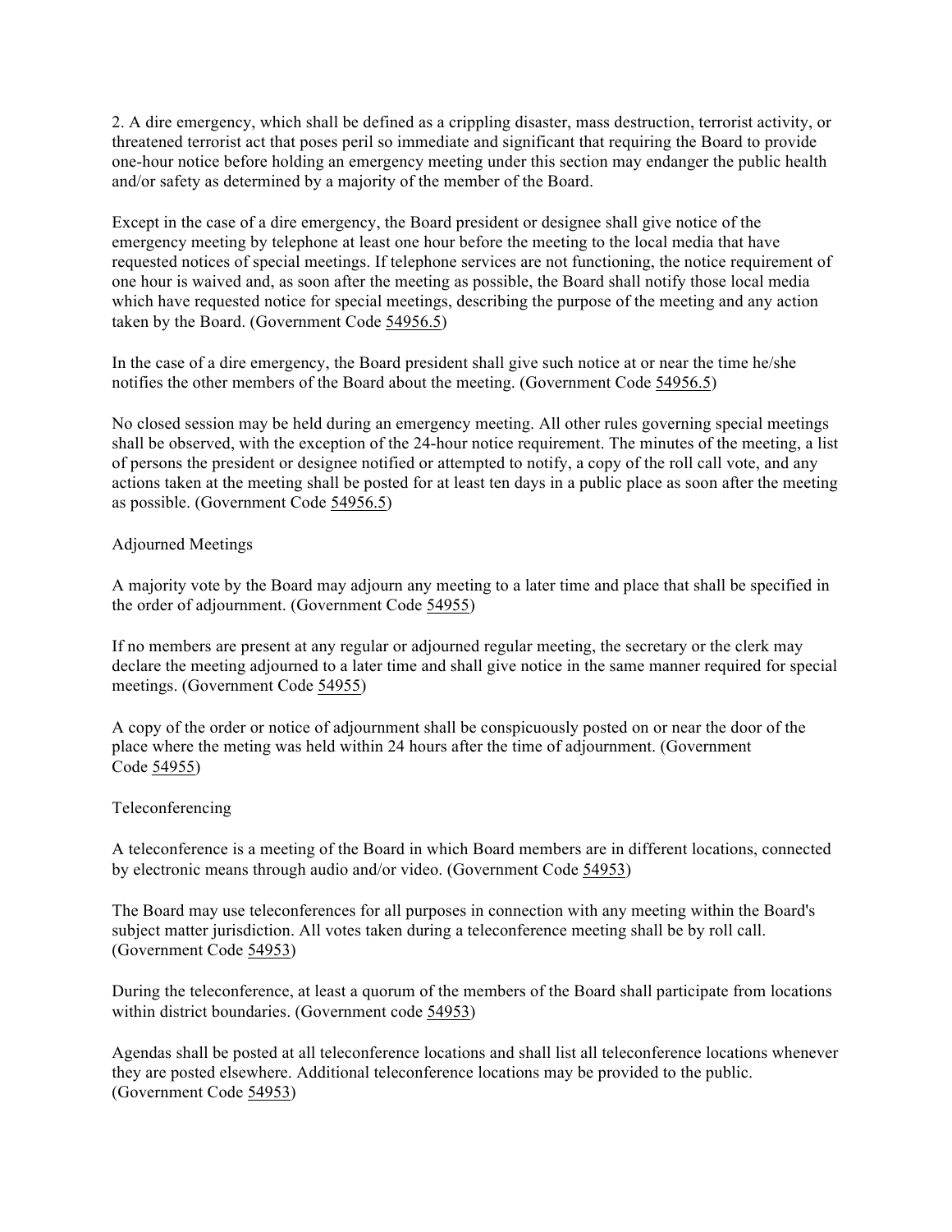2. A dire emergency, which shall be defined as a crippling disaster, mass destruction, terrorist activity, or threatened terrorist act that poses peril so immediate and significant that requiring the Board to provide one-hour notice before holding an emergency meeting under this section may endanger the public health and/or safety as determined by a majority of the member of the Board.

Except in the case of a dire emergency, the Board president or designee shall give notice of the emergency meeting by telephone at least one hour before the meeting to the local media that have requested notices of special meetings. If telephone services are not functioning, the notice requirement of one hour is waived and, as soon after the meeting as possible, the Board shall notify those local media which have requested notice for special meetings, describing the purpose of the meeting and any action taken by the Board. (Government Code 54956.5)

In the case of a dire emergency, the Board president shall give such notice at or near the time he/she notifies the other members of the Board about the meeting. (Government Code 54956.5)

No closed session may be held during an emergency meeting. All other rules governing special meetings shall be observed, with the exception of the 24-hour notice requirement. The minutes of the meeting, a list of persons the president or designee notified or attempted to notify, a copy of the roll call vote, and any actions taken at the meeting shall be posted for at least ten days in a public place as soon after the meeting as possible. (Government Code 54956.5)

## Adjourned Meetings

A majority vote by the Board may adjourn any meeting to a later time and place that shall be specified in the order of adjournment. (Government Code 54955)

If no members are present at any regular or adjourned regular meeting, the secretary or the clerk may declare the meeting adjourned to a later time and shall give notice in the same manner required for special meetings. (Government Code 54955)

A copy of the order or notice of adjournment shall be conspicuously posted on or near the door of the place where the meting was held within 24 hours after the time of adjournment. (Government Code 54955)

## Teleconferencing

A teleconference is a meeting of the Board in which Board members are in different locations, connected by electronic means through audio and/or video. (Government Code 54953)

The Board may use teleconferences for all purposes in connection with any meeting within the Board's subject matter jurisdiction. All votes taken during a teleconference meeting shall be by roll call. (Government Code 54953)

During the teleconference, at least a quorum of the members of the Board shall participate from locations within district boundaries. (Government code 54953)

Agendas shall be posted at all teleconference locations and shall list all teleconference locations whenever they are posted elsewhere. Additional teleconference locations may be provided to the public. (Government Code 54953)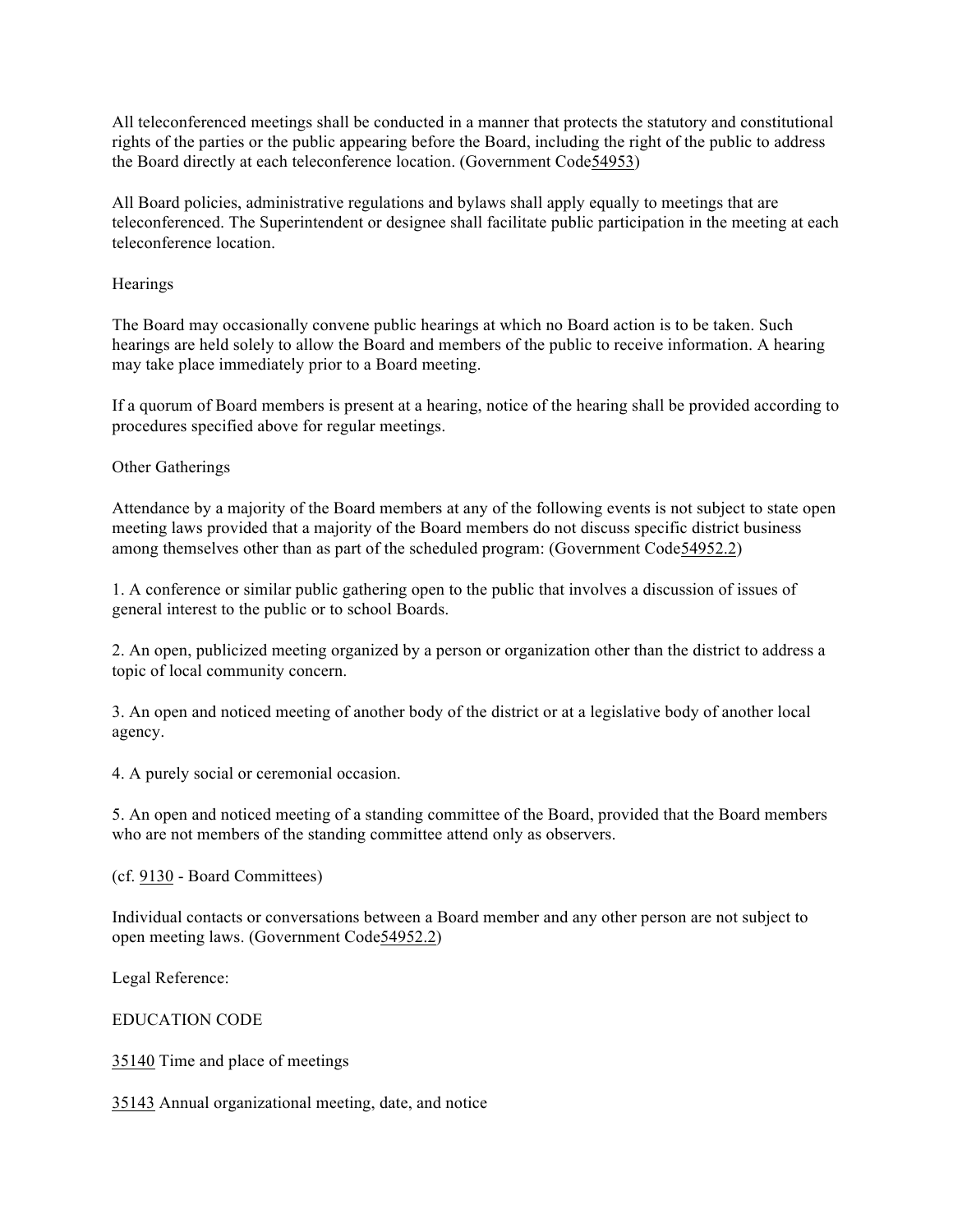All teleconferenced meetings shall be conducted in a manner that protects the statutory and constitutional rights of the parties or the public appearing before the Board, including the right of the public to address the Board directly at each teleconference location. (Government Code54953)

All Board policies, administrative regulations and bylaws shall apply equally to meetings that are teleconferenced. The Superintendent or designee shall facilitate public participation in the meeting at each teleconference location.

Hearings

The Board may occasionally convene public hearings at which no Board action is to be taken. Such hearings are held solely to allow the Board and members of the public to receive information. A hearing may take place immediately prior to a Board meeting.

If a quorum of Board members is present at a hearing, notice of the hearing shall be provided according to procedures specified above for regular meetings.

Other Gatherings

Attendance by a majority of the Board members at any of the following events is not subject to state open meeting laws provided that a majority of the Board members do not discuss specific district business among themselves other than as part of the scheduled program: (Government Code54952.2)

1. A conference or similar public gathering open to the public that involves a discussion of issues of general interest to the public or to school Boards.

2. An open, publicized meeting organized by a person or organization other than the district to address a topic of local community concern.

3. An open and noticed meeting of another body of the district or at a legislative body of another local agency.

4. A purely social or ceremonial occasion.

5. An open and noticed meeting of a standing committee of the Board, provided that the Board members who are not members of the standing committee attend only as observers.

(cf. 9130 - Board Committees)

Individual contacts or conversations between a Board member and any other person are not subject to open meeting laws. (Government Code54952.2)

Legal Reference:

EDUCATION CODE

35140 Time and place of meetings

35143 Annual organizational meeting, date, and notice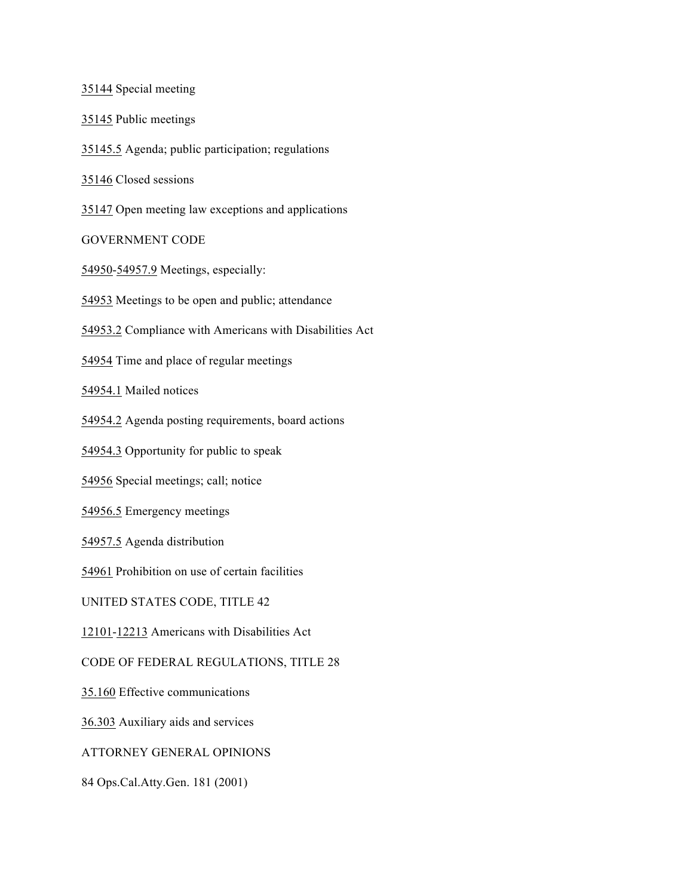35144 Special meeting

35145 Public meetings

35145.5 Agenda; public participation; regulations

35146 Closed sessions

35147 Open meeting law exceptions and applications

GOVERNMENT CODE

54950-54957.9 Meetings, especially:

54953 Meetings to be open and public; attendance

54953.2 Compliance with Americans with Disabilities Act

54954 Time and place of regular meetings

54954.1 Mailed notices

54954.2 Agenda posting requirements, board actions

54954.3 Opportunity for public to speak

54956 Special meetings; call; notice

54956.5 Emergency meetings

54957.5 Agenda distribution

54961 Prohibition on use of certain facilities

UNITED STATES CODE, TITLE 42

12101-12213 Americans with Disabilities Act

CODE OF FEDERAL REGULATIONS, TITLE 28

35.160 Effective communications

36.303 Auxiliary aids and services

ATTORNEY GENERAL OPINIONS

84 Ops.Cal.Atty.Gen. 181 (2001)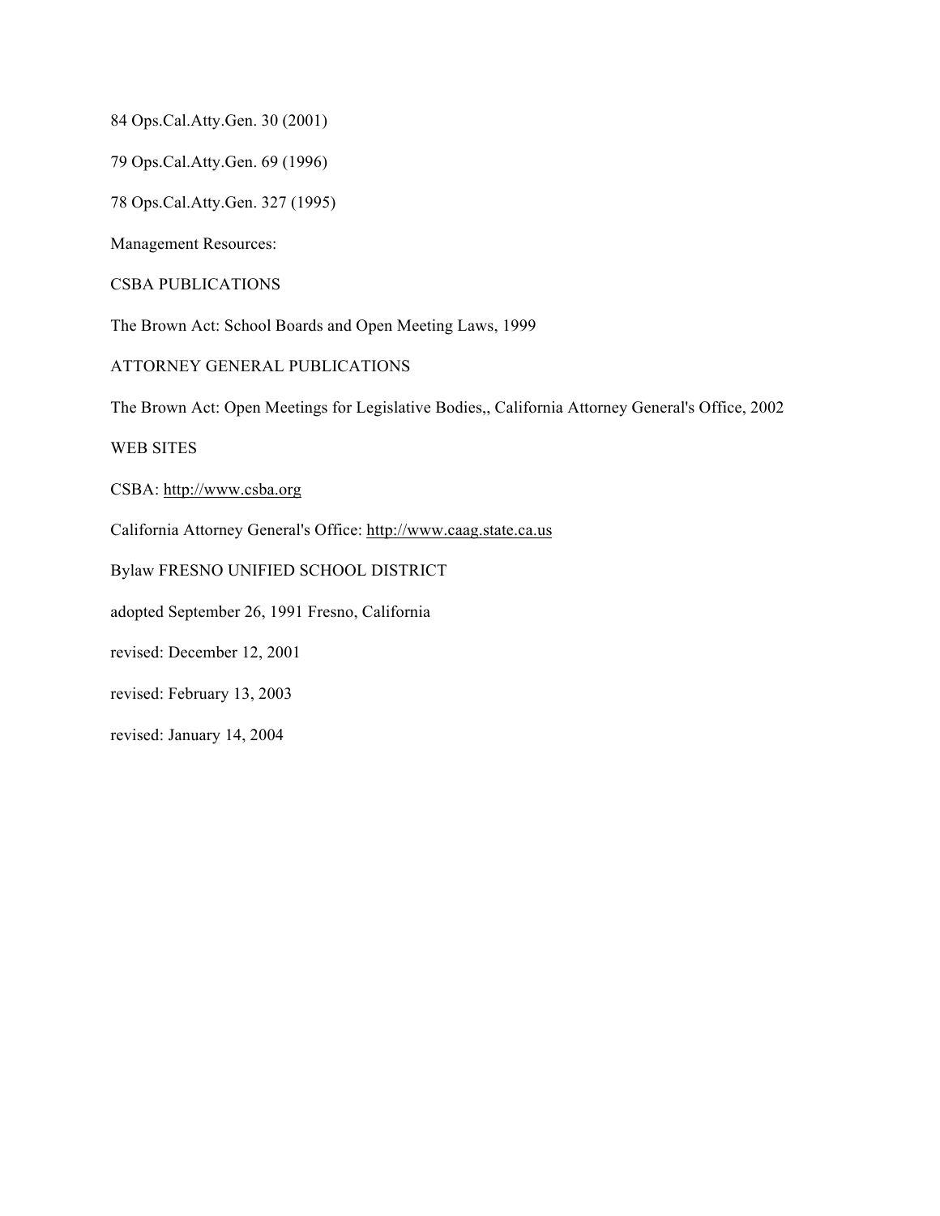84 Ops.Cal.Atty.Gen. 30 (2001)

79 Ops.Cal.Atty.Gen. 69 (1996)

78 Ops.Cal.Atty.Gen. 327 (1995)

Management Resources:

CSBA PUBLICATIONS

The Brown Act: School Boards and Open Meeting Laws, 1999

ATTORNEY GENERAL PUBLICATIONS

The Brown Act: Open Meetings for Legislative Bodies,, California Attorney General's Office, 2002

WEB SITES

CSBA: http://www.csba.org

California Attorney General's Office: http://www.caag.state.ca.us

Bylaw FRESNO UNIFIED SCHOOL DISTRICT

adopted September 26, 1991 Fresno, California

revised: December 12, 2001

revised: February 13, 2003

revised: January 14, 2004